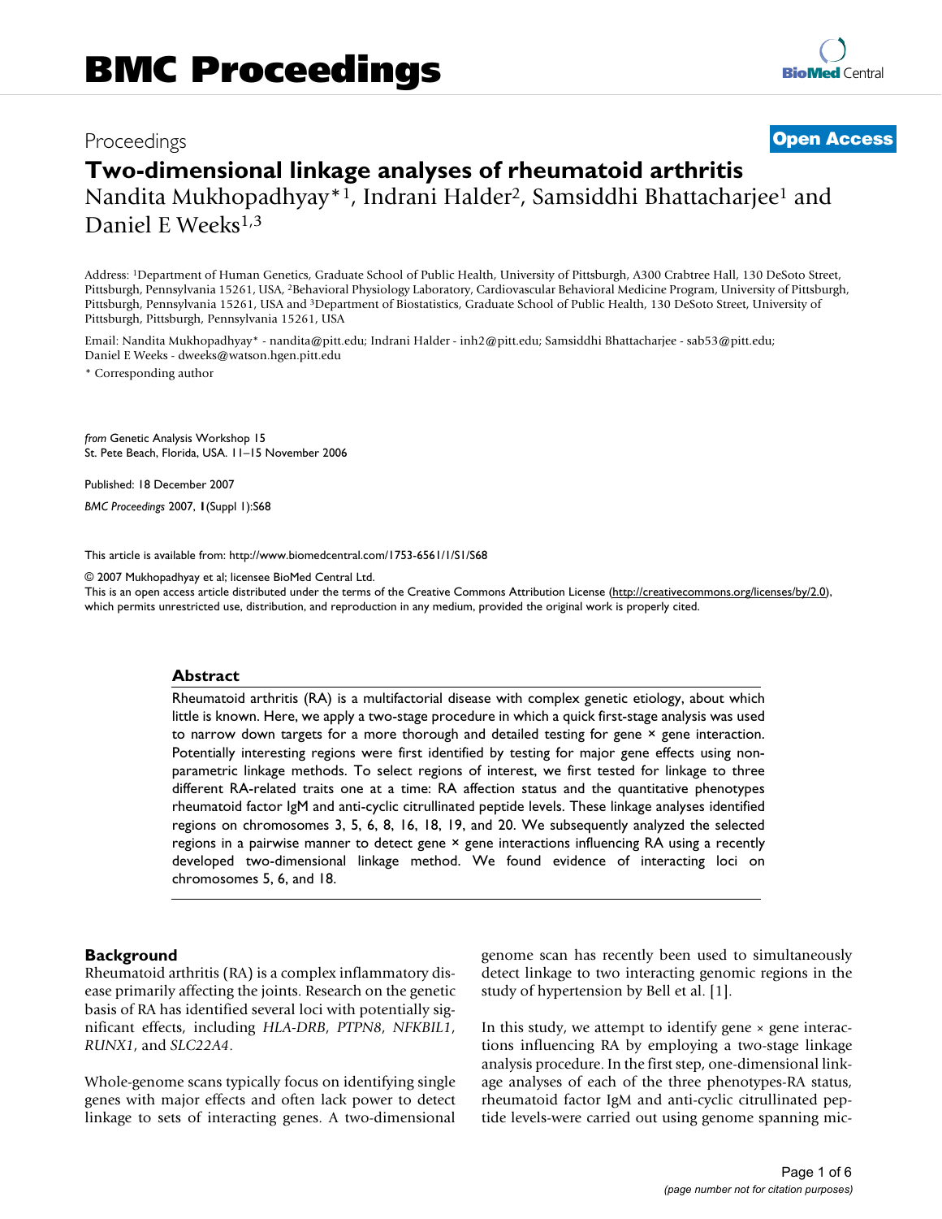Proceedings

**Open Access**

# Two-dimensional linkage analyses of rheumatoid arthritis

Nandita Mukhopadhyay*[1], Indrani Halder[2], Samsiddhi Bhattacharjee[1] and Daniel E Weeks[1,3]

Address: [1]Department of Human Genetics, Graduate School of Public Health, University of Pittsburgh, A300 Crabtree Hall, 130 DeSoto Street, Pittsburgh, Pennsylvania 15261, USA, [2]Behavioral Physiology Laboratory, Cardiovascular Behavioral Medicine Program, University of Pittsburgh, Pittsburgh, Pennsylvania 15261, USA and [3]Department of Biostatistics, Graduate School of Public Health, 130 DeSoto Street, University of Pittsburgh, Pittsburgh, Pennsylvania 15261, USA

Email: Nandita Mukhopadhyay* - nandita@pitt.edu; Indrani Halder - inh2@pitt.edu; Samsiddhi Bhattacharjee - sab53@pitt.edu; Daniel E Weeks - dweeks@watson.hgen.pitt.edu

* Corresponding author

*from* Genetic Analysis Workshop 15
St. Pete Beach, Florida, USA. 11–15 November 2006

Published: 18 December 2007

*BMC Proceedings* 2007, **1**(Suppl 1):S68

This article is available from: http://www.biomedcentral.com/1753-6561/1/S1/S68

© 2007 Mukhopadhyay et al; licensee BioMed Central Ltd.
This is an open access article distributed under the terms of the Creative Commons Attribution License (http://creativecommons.org/licenses/by/2.0), which permits unrestricted use, distribution, and reproduction in any medium, provided the original work is properly cited.

## Abstract

Rheumatoid arthritis (RA) is a multifactorial disease with complex genetic etiology, about which little is known. Here, we apply a two-stage procedure in which a quick first-stage analysis was used to narrow down targets for a more thorough and detailed testing for gene × gene interaction. Potentially interesting regions were first identified by testing for major gene effects using non-parametric linkage methods. To select regions of interest, we first tested for linkage to three different RA-related traits one at a time: RA affection status and the quantitative phenotypes rheumatoid factor IgM and anti-cyclic citrullinated peptide levels. These linkage analyses identified regions on chromosomes 3, 5, 6, 8, 16, 18, 19, and 20. We subsequently analyzed the selected regions in a pairwise manner to detect gene × gene interactions influencing RA using a recently developed two-dimensional linkage method. We found evidence of interacting loci on chromosomes 5, 6, and 18.

## Background

Rheumatoid arthritis (RA) is a complex inflammatory disease primarily affecting the joints. Research on the genetic basis of RA has identified several loci with potentially significant effects, including *HLA-DRB*, *PTPN8*, *NFKBIL1*, *RUNX1*, and *SLC22A4*.

Whole-genome scans typically focus on identifying single genes with major effects and often lack power to detect linkage to sets of interacting genes. A two-dimensional genome scan has recently been used to simultaneously detect linkage to two interacting genomic regions in the study of hypertension by Bell et al. [1].

In this study, we attempt to identify gene × gene interactions influencing RA by employing a two-stage linkage analysis procedure. In the first step, one-dimensional linkage analyses of each of the three phenotypes-RA status, rheumatoid factor IgM and anti-cyclic citrullinated peptide levels-were carried out using genome spanning mic-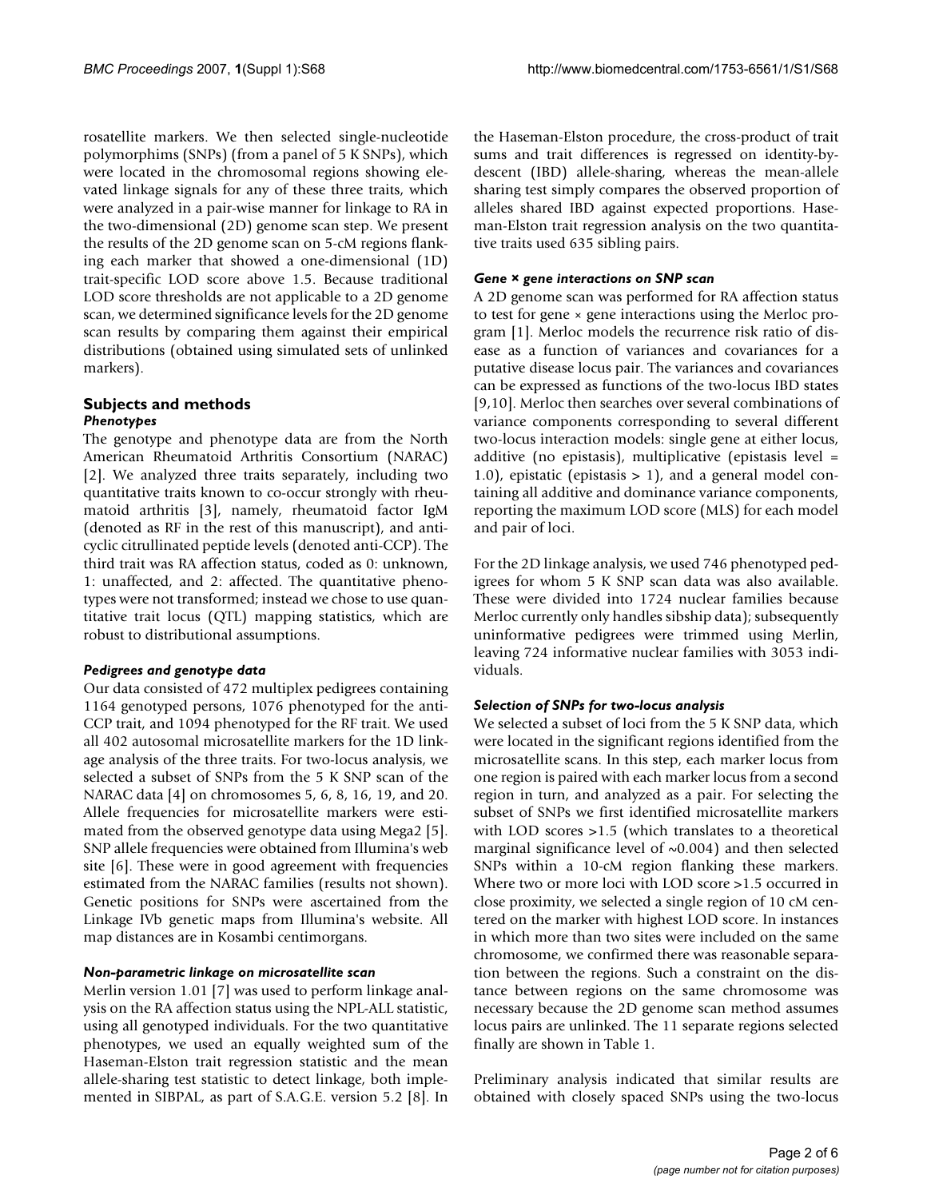rosatellite markers. We then selected single-nucleotide polymorphims (SNPs) (from a panel of 5 K SNPs), which were located in the chromosomal regions showing elevated linkage signals for any of these three traits, which were analyzed in a pair-wise manner for linkage to RA in the two-dimensional (2D) genome scan step. We present the results of the 2D genome scan on 5-cM regions flanking each marker that showed a one-dimensional (1D) trait-specific LOD score above 1.5. Because traditional LOD score thresholds are not applicable to a 2D genome scan, we determined significance levels for the 2D genome scan results by comparing them against their empirical distributions (obtained using simulated sets of unlinked markers).

## Subjects and methods

### *Phenotypes*

The genotype and phenotype data are from the North American Rheumatoid Arthritis Consortium (NARAC) [2]. We analyzed three traits separately, including two quantitative traits known to co-occur strongly with rheumatoid arthritis [3], namely, rheumatoid factor IgM (denoted as RF in the rest of this manuscript), and anti-cyclic citrullinated peptide levels (denoted anti-CCP). The third trait was RA affection status, coded as 0: unknown, 1: unaffected, and 2: affected. The quantitative phenotypes were not transformed; instead we chose to use quantitative trait locus (QTL) mapping statistics, which are robust to distributional assumptions.

### *Pedigrees and genotype data*

Our data consisted of 472 multiplex pedigrees containing 1164 genotyped persons, 1076 phenotyped for the anti-CCP trait, and 1094 phenotyped for the RF trait. We used all 402 autosomal microsatellite markers for the 1D linkage analysis of the three traits. For two-locus analysis, we selected a subset of SNPs from the 5 K SNP scan of the NARAC data [4] on chromosomes 5, 6, 8, 16, 19, and 20. Allele frequencies for microsatellite markers were estimated from the observed genotype data using Mega2 [5]. SNP allele frequencies were obtained from Illumina's web site [6]. These were in good agreement with frequencies estimated from the NARAC families (results not shown). Genetic positions for SNPs were ascertained from the Linkage IVb genetic maps from Illumina's website. All map distances are in Kosambi centimorgans.

### *Non-parametric linkage on microsatellite scan*

Merlin version 1.01 [7] was used to perform linkage analysis on the RA affection status using the NPL-ALL statistic, using all genotyped individuals. For the two quantitative phenotypes, we used an equally weighted sum of the Haseman-Elston trait regression statistic and the mean allele-sharing test statistic to detect linkage, both implemented in SIBPAL, as part of S.A.G.E. version 5.2 [8]. In the Haseman-Elston procedure, the cross-product of trait sums and trait differences is regressed on identity-by-descent (IBD) allele-sharing, whereas the mean-allele sharing test simply compares the observed proportion of alleles shared IBD against expected proportions. Haseman-Elston trait regression analysis on the two quantitative traits used 635 sibling pairs.

### *Gene × gene interactions on SNP scan*

A 2D genome scan was performed for RA affection status to test for gene × gene interactions using the Merloc program [1]. Merloc models the recurrence risk ratio of disease as a function of variances and covariances for a putative disease locus pair. The variances and covariances can be expressed as functions of the two-locus IBD states [9,10]. Merloc then searches over several combinations of variance components corresponding to several different two-locus interaction models: single gene at either locus, additive (no epistasis), multiplicative (epistasis level = 1.0), epistatic (epistasis > 1), and a general model containing all additive and dominance variance components, reporting the maximum LOD score (MLS) for each model and pair of loci.

For the 2D linkage analysis, we used 746 phenotyped pedigrees for whom 5 K SNP scan data was also available. These were divided into 1724 nuclear families because Merloc currently only handles sibship data); subsequently uninformative pedigrees were trimmed using Merlin, leaving 724 informative nuclear families with 3053 individuals.

### *Selection of SNPs for two-locus analysis*

We selected a subset of loci from the 5 K SNP data, which were located in the significant regions identified from the microsatellite scans. In this step, each marker locus from one region is paired with each marker locus from a second region in turn, and analyzed as a pair. For selecting the subset of SNPs we first identified microsatellite markers with LOD scores >1.5 (which translates to a theoretical marginal significance level of ~0.004) and then selected SNPs within a 10-cM region flanking these markers. Where two or more loci with LOD score >1.5 occurred in close proximity, we selected a single region of 10 cM centered on the marker with highest LOD score. In instances in which more than two sites were included on the same chromosome, we confirmed there was reasonable separation between the regions. Such a constraint on the distance between regions on the same chromosome was necessary because the 2D genome scan method assumes locus pairs are unlinked. The 11 separate regions selected finally are shown in Table 1.

Preliminary analysis indicated that similar results are obtained with closely spaced SNPs using the two-locus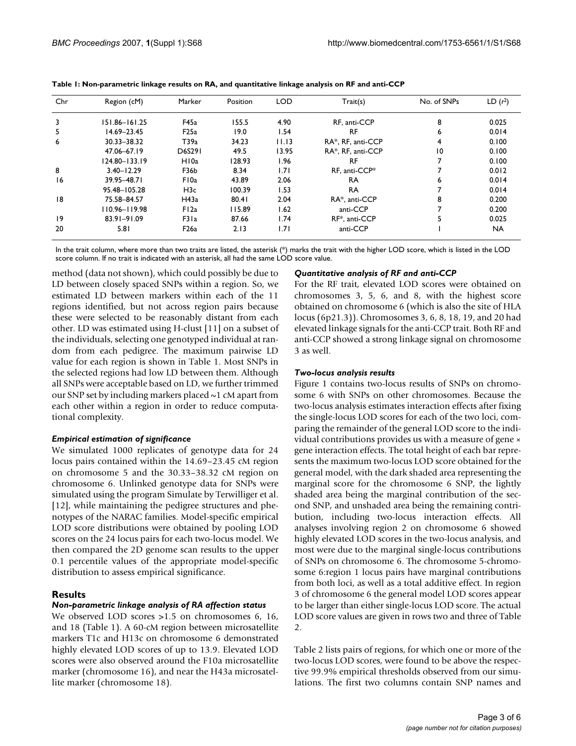**Table 1: Non-parametric linkage results on RA, and quantitative linkage analysis on RF and anti-CCP**

| Chr | Region (cM) | Marker | Position | LOD | Trait(s) | No. of SNPs | LD ($r^2$) |
|---|---|---|---|---|---|---|---|
| 3 | 151.86–161.25 | F45a | 155.5 | 4.90 | RF, anti-CCP | 8 | 0.025 |
| 5 | 14.69–23.45 | F25a | 19.0 | 1.54 | RF | 6 | 0.014 |
| 6 | 30.33–38.32 | T39a | 34.23 | 11.13 | RA*, RF, anti-CCP | 4 | 0.100 |
| | 47.06–67.19 | D6S291 | 49.5 | 13.95 | RA*, RF, anti-CCP | 10 | 0.100 |
| | 124.80–133.19 | H10a | 128.93 | 1.96 | RF | 7 | 0.100 |
| 8 | 3.40–12.29 | F36b | 8.34 | 1.71 | RF, anti-CCP* | 7 | 0.012 |
| 16 | 39.95–48.71 | F10a | 43.89 | 2.06 | RA | 6 | 0.014 |
| | 95.48–105.28 | H3c | 100.39 | 1.53 | RA | 7 | 0.014 |
| 18 | 75.58–84.57 | H43a | 80.41 | 2.04 | RA*, anti-CCP | 8 | 0.200 |
| | 110.96–119.98 | F12a | 115.89 | 1.62 | anti-CCP | 7 | 0.200 |
| 19 | 83.91–91.09 | F31a | 87.66 | 1.74 | RF*, anti-CCP | 5 | 0.025 |
| 20 | 5.81 | F26a | 2.13 | 1.71 | anti-CCP | 1 | NA |

In the trait column, where more than two traits are listed, the asterisk (*) marks the trait with the higher LOD score, which is listed in the LOD score column. If no trait is indicated with an asterisk, all had the same LOD score value.

method (data not shown), which could possibly be due to LD between closely spaced SNPs within a region. So, we estimated LD between markers within each of the 11 regions identified, but not across region pairs because these were selected to be reasonably distant from each other. LD was estimated using H-clust [11] on a subset of the individuals, selecting one genotyped individual at random from each pedigree. The maximum pairwise LD value for each region is shown in Table 1. Most SNPs in the selected regions had low LD between them. Although all SNPs were acceptable based on LD, we further trimmed our SNP set by including markers placed ~1 cM apart from each other within a region in order to reduce computational complexity.

### *Empirical estimation of significance*

We simulated 1000 replicates of genotype data for 24 locus pairs contained within the 14.69–23.45 cM region on chromosome 5 and the 30.33–38.32 cM region on chromosome 6. Unlinked genotype data for SNPs were simulated using the program Simulate by Terwilliger et al. [12], while maintaining the pedigree structures and phenotypes of the NARAC families. Model-specific empirical LOD score distributions were obtained by pooling LOD scores on the 24 locus pairs for each two-locus model. We then compared the 2D genome scan results to the upper 0.1 percentile values of the appropriate model-specific distribution to assess empirical significance.

## Results

### *Non-parametric linkage analysis of RA affection status*

We observed LOD scores >1.5 on chromosomes 6, 16, and 18 (Table 1). A 60-cM region between microsatellite markers T1c and H13c on chromosome 6 demonstrated highly elevated LOD scores of up to 13.9. Elevated LOD scores were also observed around the F10a microsatellite marker (chromosome 16), and near the H43a microsatellite marker (chromosome 18).

### *Quantitative analysis of RF and anti-CCP*

For the RF trait, elevated LOD scores were obtained on chromosomes 3, 5, 6, and 8, with the highest score obtained on chromosome 6 (which is also the site of HLA locus (6p21.3)). Chromosomes 3, 6, 8, 18, 19, and 20 had elevated linkage signals for the anti-CCP trait. Both RF and anti-CCP showed a strong linkage signal on chromosome 3 as well.

### *Two-locus analysis results*

Figure 1 contains two-locus results of SNPs on chromosome 6 with SNPs on other chromosomes. Because the two-locus analysis estimates interaction effects after fixing the single-locus LOD scores for each of the two loci, comparing the remainder of the general LOD score to the individual contributions provides us with a measure of gene × gene interaction effects. The total height of each bar represents the maximum two-locus LOD score obtained for the general model, with the dark shaded area representing the marginal score for the chromosome 6 SNP, the lightly shaded area being the marginal contribution of the second SNP, and unshaded area being the remaining contribution, including two-locus interaction effects. All analyses involving region 2 on chromosome 6 showed highly elevated LOD scores in the two-locus analysis, and most were due to the marginal single-locus contributions of SNPs on chromosome 6. The chromosome 5-chromosome 6:region 1 locus pairs have marginal contributions from both loci, as well as a total additive effect. In region 3 of chromosome 6 the general model LOD scores appear to be larger than either single-locus LOD score. The actual LOD score values are given in rows two and three of Table 2.

Table 2 lists pairs of regions, for which one or more of the two-locus LOD scores, were found to be above the respective 99.9% empirical thresholds observed from our simulations. The first two columns contain SNP names and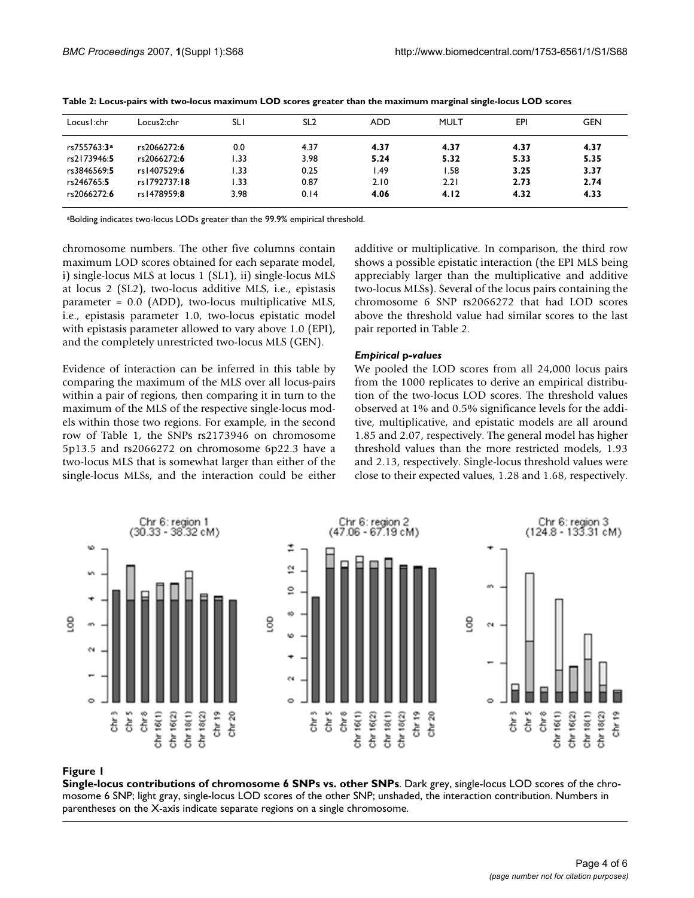**Table 2: Locus-pairs with two-locus maximum LOD scores greater than the maximum marginal single-locus LOD scores**

| Locus1:chr | Locus2:chr | SL1 | SL2 | ADD | MULT | EPI | GEN |
|---|---|---|---|---|---|---|---|
| rs755763:**3**[a] | rs2066272:**6** | 0.0 | 4.37 | **4.37** | **4.37** | **4.37** | **4.37** |
| rs2173946:**5** | rs2066272:**6** | 1.33 | 3.98 | **5.24** | **5.32** | **5.33** | **5.35** |
| rs3846569:**5** | rs1407529:**6** | 1.33 | 0.25 | 1.49 | 1.58 | **3.25** | **3.37** |
| rs246765:**5** | rs1792737:**18** | 1.33 | 0.87 | 2.10 | 2.21 | **2.73** | **2.74** |
| rs2066272:**6** | rs1478959:**8** | 3.98 | 0.14 | **4.06** | **4.12** | **4.32** | **4.33** |

[a]Bolding indicates two-locus LODs greater than the 99.9% empirical threshold.

chromosome numbers. The other five columns contain maximum LOD scores obtained for each separate model, i) single-locus MLS at locus 1 (SL1), ii) single-locus MLS at locus 2 (SL2), two-locus additive MLS, i.e., epistasis parameter = 0.0 (ADD), two-locus multiplicative MLS, i.e., epistasis parameter 1.0, two-locus epistatic model with epistasis parameter allowed to vary above 1.0 (EPI), and the completely unrestricted two-locus MLS (GEN).

Evidence of interaction can be inferred in this table by comparing the maximum of the MLS over all locus-pairs within a pair of regions, then comparing it in turn to the maximum of the MLS of the respective single-locus models within those two regions. For example, in the second row of Table 1, the SNPs rs2173946 on chromosome 5p13.5 and rs2066272 on chromosome 6p22.3 have a two-locus MLS that is somewhat larger than either of the single-locus MLSs, and the interaction could be either additive or multiplicative. In comparison, the third row shows a possible epistatic interaction (the EPI MLS being appreciably larger than the multiplicative and additive two-locus MLSs). Several of the locus pairs containing the chromosome 6 SNP rs2066272 that had LOD scores above the threshold value had similar scores to the last pair reported in Table 2.

### *Empirical p-values*

We pooled the LOD scores from all 24,000 locus pairs from the 1000 replicates to derive an empirical distribution of the two-locus LOD scores. The threshold values observed at 1% and 0.5% significance levels for the additive, multiplicative, and epistatic models are all around 1.85 and 2.07, respectively. The general model has higher threshold values than the more restricted models, 1.93 and 2.13, respectively. Single-locus threshold values were close to their expected values, 1.28 and 1.68, respectively.

**Figure 1**

**Single-locus contributions of chromosome 6 SNPs vs. other SNPs**. Dark grey, single-locus LOD scores of the chromosome 6 SNP; light gray, single-locus LOD scores of the other SNP; unshaded, the interaction contribution. Numbers in parentheses on the X-axis indicate separate regions on a single chromosome.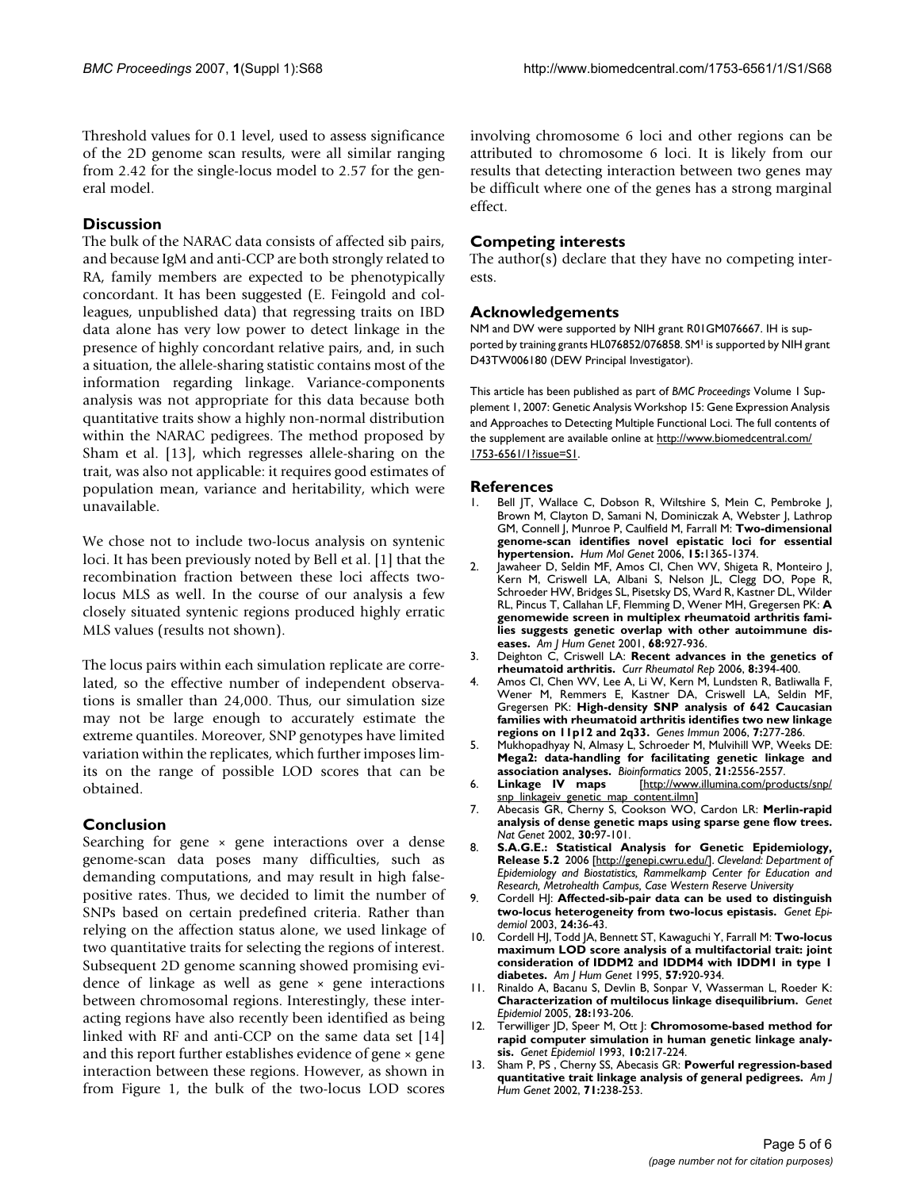Threshold values for 0.1 level, used to assess significance of the 2D genome scan results, were all similar ranging from 2.42 for the single-locus model to 2.57 for the general model.

## Discussion

The bulk of the NARAC data consists of affected sib pairs, and because IgM and anti-CCP are both strongly related to RA, family members are expected to be phenotypically concordant. It has been suggested (E. Feingold and colleagues, unpublished data) that regressing traits on IBD data alone has very low power to detect linkage in the presence of highly concordant relative pairs, and, in such a situation, the allele-sharing statistic contains most of the information regarding linkage. Variance-components analysis was not appropriate for this data because both quantitative traits show a highly non-normal distribution within the NARAC pedigrees. The method proposed by Sham et al. [13], which regresses allele-sharing on the trait, was also not applicable: it requires good estimates of population mean, variance and heritability, which were unavailable.

We chose not to include two-locus analysis on syntenic loci. It has been previously noted by Bell et al. [1] that the recombination fraction between these loci affects two-locus MLS as well. In the course of our analysis a few closely situated syntenic regions produced highly erratic MLS values (results not shown).

The locus pairs within each simulation replicate are correlated, so the effective number of independent observations is smaller than 24,000. Thus, our simulation size may not be large enough to accurately estimate the extreme quantiles. Moreover, SNP genotypes have limited variation within the replicates, which further imposes limits on the range of possible LOD scores that can be obtained.

## Conclusion

Searching for gene × gene interactions over a dense genome-scan data poses many difficulties, such as demanding computations, and may result in high false-positive rates. Thus, we decided to limit the number of SNPs based on certain predefined criteria. Rather than relying on the affection status alone, we used linkage of two quantitative traits for selecting the regions of interest. Subsequent 2D genome scanning showed promising evidence of linkage as well as gene × gene interactions between chromosomal regions. Interestingly, these interacting regions have also recently been identified as being linked with RF and anti-CCP on the same data set [14] and this report further establishes evidence of gene × gene interaction between these regions. However, as shown in from Figure 1, the bulk of the two-locus LOD scores involving chromosome 6 loci and other regions can be attributed to chromosome 6 loci. It is likely from our results that detecting interaction between two genes may be difficult where one of the genes has a strong marginal effect.

## Competing interests

The author(s) declare that they have no competing interests.

## Acknowledgements

NM and DW were supported by NIH grant R01GM076667. IH is supported by training grants HL076852/076858. SM[I] is supported by NIH grant D43TW006180 (DEW Principal Investigator).

This article has been published as part of *BMC Proceedings* Volume 1 Supplement 1, 2007: Genetic Analysis Workshop 15: Gene Expression Analysis and Approaches to Detecting Multiple Functional Loci. The full contents of the supplement are available online at http://www.biomedcentral.com/1753-6561/1?issue=S1.

## References

1. Bell JT, Wallace C, Dobson R, Wiltshire S, Mein C, Pembroke J, Brown M, Clayton D, Samani N, Dominiczak A, Webster J, Lathrop GM, Connell J, Munroe P, Caulfield M, Farrall M: **Two-dimensional genome-scan identifies novel epistatic loci for essential hypertension.** *Hum Mol Genet* 2006, **15:**1365-1374.
2. Jawaheer D, Seldin MF, Amos CI, Chen WV, Shigeta R, Monteiro J, Kern M, Criswell LA, Albani S, Nelson JL, Clegg DO, Pope R, Schroeder HW, Bridges SL, Pisetsky DS, Ward R, Kastner DL, Wilder RL, Pincus T, Callahan LF, Flemming D, Wener MH, Gregersen PK: **A genomewide screen in multiplex rheumatoid arthritis families suggests genetic overlap with other autoimmune diseases.** *Am J Hum Genet* 2001, **68:**927-936.
3. Deighton C, Criswell LA: **Recent advances in the genetics of rheumatoid arthritis.** *Curr Rheumatol Rep* 2006, **8:**394-400.
4. Amos CI, Chen WV, Lee A, Li W, Kern M, Lundsten R, Batliwalla F, Wener M, Remmers E, Kastner DA, Criswell LA, Seldin MF, Gregersen PK: **High-density SNP analysis of 642 Caucasian families with rheumatoid arthritis identifies two new linkage regions on 11p12 and 2q33.** *Genes Immun* 2006, **7:**277-286.
5. Mukhopadhyay N, Almasy L, Schroeder M, Mulvihill WP, Weeks DE: **Mega2: data-handling for facilitating genetic linkage and association analyses.** *Bioinformatics* 2005, **21:**2556-2557.
6. **Linkage IV maps** [http://www.illumina.com/products/snp/snp_linkageiv_genetic_map_content.ilmn]
7. Abecasis GR, Cherny S, Cookson WO, Cardon LR: **Merlin-rapid analysis of dense genetic maps using sparse gene flow trees.** *Nat Genet* 2002, **30:**97-101.
8. **S.A.G.E.: Statistical Analysis for Genetic Epidemiology, Release 5.2** 2006 [http://genepi.cwru.edu/]. *Cleveland: Department of Epidemiology and Biostatistics, Rammelkamp Center for Education and Research, Metrohealth Campus, Case Western Reserve University*
9. Cordell HJ: **Affected-sib-pair data can be used to distinguish two-locus heterogeneity from two-locus epistasis.** *Genet Epidemiol* 2003, **24:**36-43.
10. Cordell HJ, Todd JA, Bennett ST, Kawaguchi Y, Farrall M: **Two-locus maximum LOD score analysis of a multifactorial trait: joint consideration of IDDM2 and IDDM4 with IDDM1 in type 1 diabetes.** *Am J Hum Genet* 1995, **57:**920-934.
11. Rinaldo A, Bacanu S, Devlin B, Sonpar V, Wasserman L, Roeder K: **Characterization of multilocus linkage disequilibrium.** *Genet Epidemiol* 2005, **28:**193-206.
12. Terwilliger JD, Speer M, Ott J: **Chromosome-based method for rapid computer simulation in human genetic linkage analysis.** *Genet Epidemiol* 1993, **10:**217-224.
13. Sham P, PS , Cherny SS, Abecasis GR: **Powerful regression-based quantitative trait linkage analysis of general pedigrees.** *Am J Hum Genet* 2002, **71:**238-253.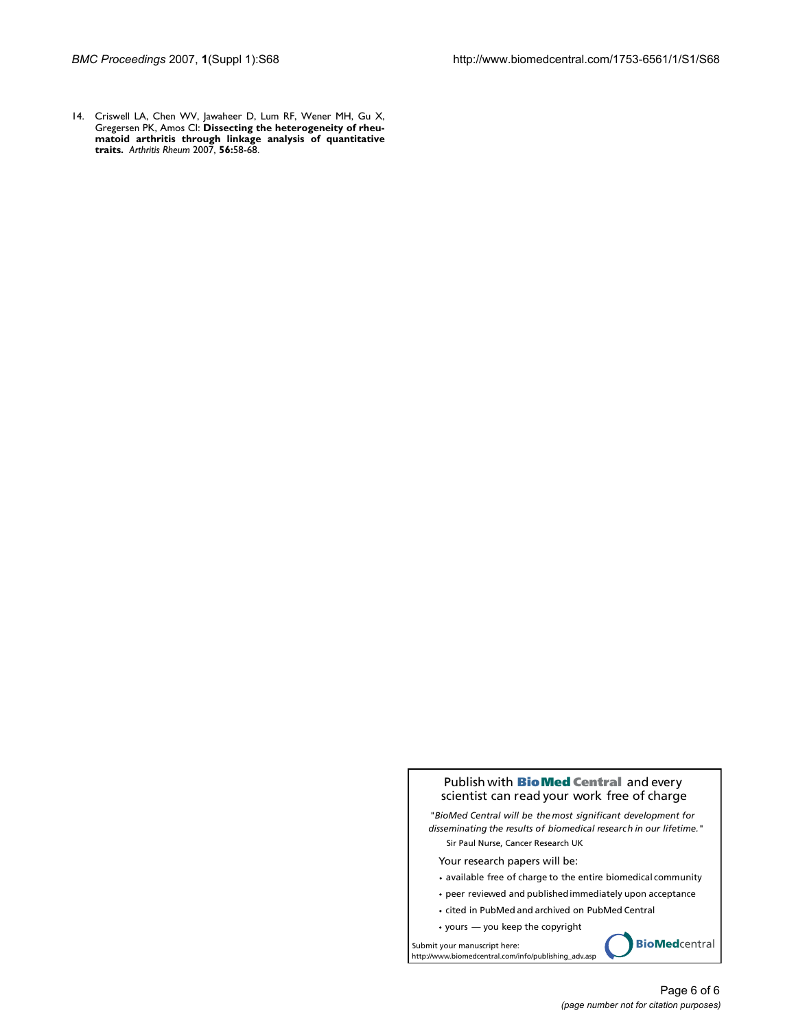14. Criswell LA, Chen WV, Jawaheer D, Lum RF, Wener MH, Gu X, Gregersen PK, Amos CI: **Dissecting the heterogeneity of rheumatoid arthritis through linkage analysis of quantitative traits.** *Arthritis Rheum* 2007, **56:**58-68.

Publish with **BioMed Central** and every scientist can read your work free of charge

*"BioMed Central will be the most significant development for disseminating the results of biomedical research in our lifetime."*

Sir Paul Nurse, Cancer Research UK

Your research papers will be:

- available free of charge to the entire biomedical community
- peer reviewed and published immediately upon acceptance
- cited in PubMed and archived on PubMed Central
- yours — you keep the copyright

Submit your manuscript here:
http://www.biomedcentral.com/info/publishing_adv.asp

**BioMed**central